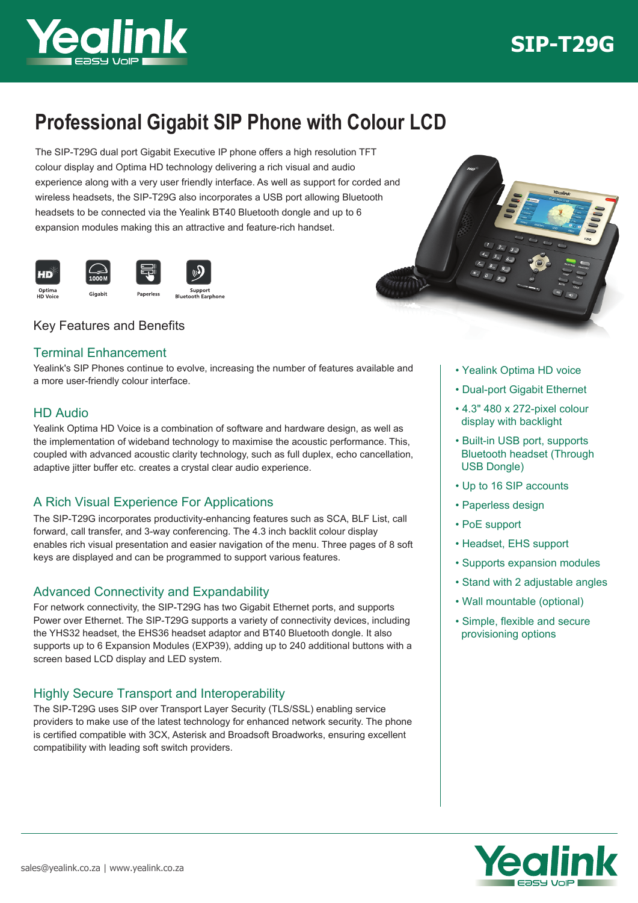# SIP-T29G

## Professional Gigabit SIP Phone with Colour LCD

The SIP-T29G dual port Gigabit Executive IP phone offers a high resolution TFT colour display and Optima HD technology delivering a rich visual and audio experience along with a very user friendly interface. As well as support for corded and wireless headsets, the SIP-T29G also incorporates a USB port allowing Bluetooth headsets to be connected via the Yealink BT40 Bluetooth dongle and up to 6 expansion modules making this an attractive and feature-rich handset.

Optima HD Voice | Gigabit | Paperless | Support Bluetooth Earphone

### Key Features and Benefits

#### Terminal Enhancement

Yealink's SIP Phones continue to evolve, increasing the number of features available and a more user-friendly colour interface.

#### HD Audio

Yealink Optima HD Voice is a combination of software and hardware design, as well as the implementation of wideband technology to maximise the acoustic performance. This, coupled with advanced acoustic clarity technology, such as full duplex, echo cancellation, adaptive jitter buffer etc. creates a crystal clear audio experience.

#### A Rich Visual Experience For Applications

The SIP-T29G incorporates productivity-enhancing features such as SCA, BLF List, call forward, call transfer, and 3-way conferencing. The 4.3 inch backlit colour display enables rich visual presentation and easier navigation of the menu. Three pages of 8 soft keys are displayed and can be programmed to support various features.

#### Advanced Connectivity and Expandability

For network connectivity, the SIP-T29G has two Gigabit Ethernet ports, and supports Power over Ethernet. The SIP-T29G supports a variety of connectivity devices, including the YHS32 headset, the EHS36 headset adaptor and BT40 Bluetooth dongle. It also supports up to 6 Expansion Modules (EXP39), adding up to 240 additional buttons with a screen based LCD display and LED system.

#### Highly Secure Transport and Interoperability

The SIP-T29G uses SIP over Transport Layer Security (TLS/SSL) enabling service providers to make use of the latest technology for enhanced network security. The phone is certified compatible with 3CX, Asterisk and Broadsoft Broadworks, ensuring excellent compatibility with leading soft switch providers.

- Yealink Optima HD voice
- Dual-port Gigabit Ethernet
- 4.3" 480 x 272-pixel colour display with backlight
- Built-in USB port, supports Bluetooth headset (Through USB Dongle)
- Up to 16 SIP accounts
- Paperless design
- PoE support
- Headset, EHS support
- Supports expansion modules
- Stand with 2 adjustable angles
- Wall mountable (optional)
- Simple, flexible and secure provisioning options

sales@yealink.co.za | www.yealink.co.za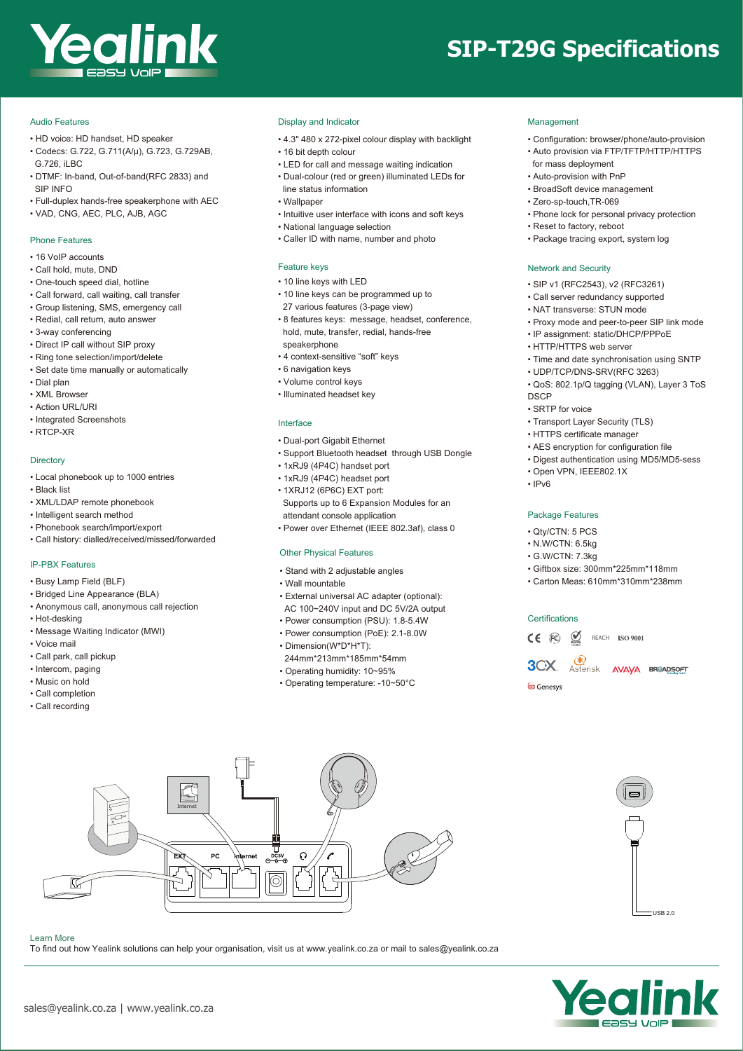# SIP-T29G Specifications

## Audio Features

- HD voice: HD handset, HD speaker
- Codecs: G.722, G.711(A/μ), G.723, G.729AB, G.726, iLBC
- DTMF: In-band, Out-of-band(RFC 2833) and SIP INFO
- Full-duplex hands-free speakerphone with AEC
- VAD, CNG, AEC, PLC, AJB, AGC

## Phone Features

- 16 VoIP accounts
- Call hold, mute, DND
- One-touch speed dial, hotline
- Call forward, call waiting, call transfer
- Group listening, SMS, emergency call
- Redial, call return, auto answer
- 3-way conferencing
- Direct IP call without SIP proxy
- Ring tone selection/import/delete
- Set date time manually or automatically
- Dial plan
- XML Browser
- Action URL/URI
- Integrated Screenshots
- RTCP-XR

## Directory

- Local phonebook up to 1000 entries
- Black list
- XML/LDAP remote phonebook
- Intelligent search method
- Phonebook search/import/export
- Call history: dialled/received/missed/forwarded

## IP-PBX Features

- Busy Lamp Field (BLF)
- Bridged Line Appearance (BLA)
- Anonymous call, anonymous call rejection
- Hot-desking
- Message Waiting Indicator (MWI)
- Voice mail
- Call park, call pickup
- Intercom, paging
- Music on hold
- Call completion
- Call recording

## Display and Indicator

- 4.3" 480 x 272-pixel colour display with backlight
- 16 bit depth colour
- LED for call and message waiting indication
- Dual-colour (red or green) illuminated LEDs for line status information
- Wallpaper
- Intuitive user interface with icons and soft keys
- National language selection
- Caller ID with name, number and photo

## Feature keys

- 10 line keys with LED
- 10 line keys can be programmed up to 27 various features (3-page view)
- 8 features keys: message, headset, conference, hold, mute, transfer, redial, hands-free speakerphone
- 4 context-sensitive "soft" keys
- 6 navigation keys
- Volume control keys
- Illuminated headset key

## Interface

- Dual-port Gigabit Ethernet
- Support Bluetooth headset through USB Dongle
- 1xRJ9 (4P4C) handset port
- 1xRJ9 (4P4C) headset port
- 1XRJ12 (6P6C) EXT port: Supports up to 6 Expansion Modules for an attendant console application
- Power over Ethernet (IEEE 802.3af), class 0

## Other Physical Features

- Stand with 2 adjustable angles
- Wall mountable
- External universal AC adapter (optional): AC 100~240V input and DC 5V/2A output
- Power consumption (PSU): 1.8-5.4W
- Power consumption (PoE): 2.1-8.0W
- Dimension(W*D*H*T): 244mm*213mm*185mm*54mm
- Operating humidity: 10~95%
- Operating temperature: -10~50°C

## Management

- Configuration: browser/phone/auto-provision
- Auto provision via FTP/TFTP/HTTP/HTTPS for mass deployment
- Auto-provision with PnP
- BroadSoft device management
- Zero-sp-touch,TR-069
- Phone lock for personal privacy protection
- Reset to factory, reboot
- Package tracing export, system log

## Network and Security

- SIP v1 (RFC2543), v2 (RFC3261)
- Call server redundancy supported
- NAT transverse: STUN mode
- Proxy mode and peer-to-peer SIP link mode
- IP assignment: static/DHCP/PPPoE
- HTTP/HTTPS web server
- Time and date synchronisation using SNTP
- UDP/TCP/DNS-SRV(RFC 3263)
- QoS: 802.1p/Q tagging (VLAN), Layer 3 ToS DSCP
- SRTP for voice
- Transport Layer Security (TLS)
- HTTPS certificate manager
- AES encryption for configuration file
- Digest authentication using MD5/MD5-sess
- Open VPN, IEEE802.1X
- IPv6

## Package Features

- Qty/CTN: 5 PCS
- N.W/CTN: 6.5kg
- G.W/CTN: 7.3kg
- Giftbox size: 300mm*225mm*118mm
- Carton Meas: 610mm*310mm*238mm

## Certifications

CE FCC RoHS REACH ISO 9001

3CX Asterisk AVAYA BROADSOFT Genesys

EXT PC Internet DC5V

Internet

USB 2.0

## Learn More

To find out how Yealink solutions can help your organisation, visit us at www.yealink.co.za or mail to sales@yealink.co.za

sales@yealink.co.za | www.yealink.co.za